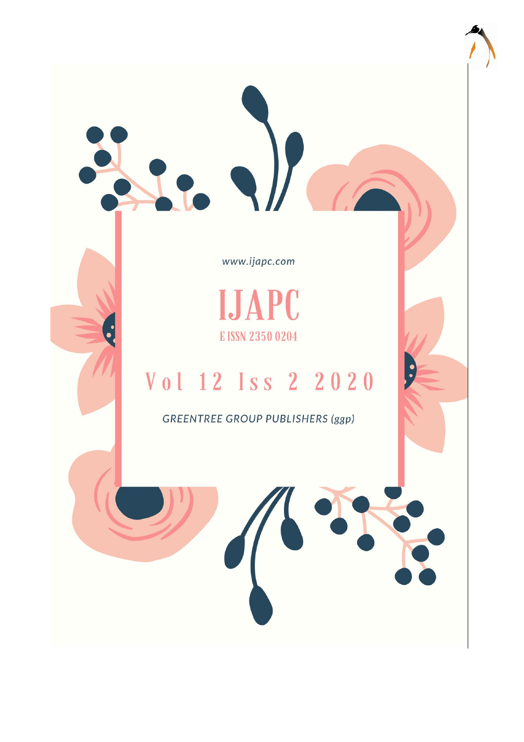www.ijapc.com

# IJAPC

E ISSN 2350 0204

## Vol 12 Iss 2 2020

*GREENTREE GROUP PUBLISHERS (ggp)*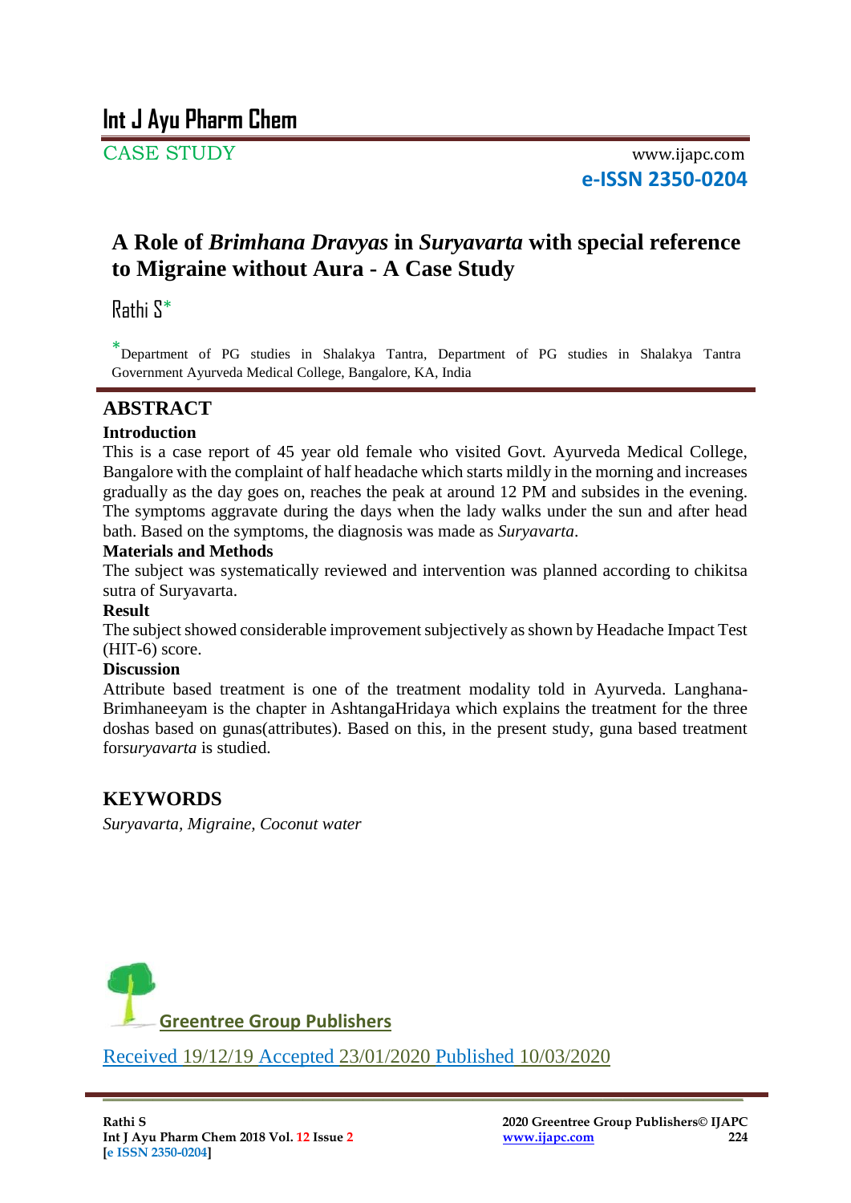# A Role of *Brimhana Dravyas* in *Suryavarta* with special reference to Migraine without Aura - A Case Study

Rathi S*

*Department of PG studies in Shalakya Tantra, Department of PG studies in Shalakya Tantra Government Ayurveda Medical College, Bangalore, KA, India

## ABSTRACT

### Introduction

This is a case report of 45 year old female who visited Govt. Ayurveda Medical College, Bangalore with the complaint of half headache which starts mildly in the morning and increases gradually as the day goes on, reaches the peak at around 12 PM and subsides in the evening. The symptoms aggravate during the days when the lady walks under the sun and after head bath. Based on the symptoms, the diagnosis was made as *Suryavarta*.

### Materials and Methods

The subject was systematically reviewed and intervention was planned according to chikitsa sutra of Suryavarta.

### Result

The subject showed considerable improvement subjectively as shown by Headache Impact Test (HIT-6) score.

### Discussion

Attribute based treatment is one of the treatment modality told in Ayurveda. Langhana-Brimhaneeyam is the chapter in AshtangaHridaya which explains the treatment for the three doshas based on gunas(attributes). Based on this, in the present study, guna based treatment forsuryavarta is studied.

## KEYWORDS

*Suryavarta, Migraine, Coconut water*

Greentree Group Publishers

Received 19/12/19 Accepted 23/01/2020 Published 10/03/2020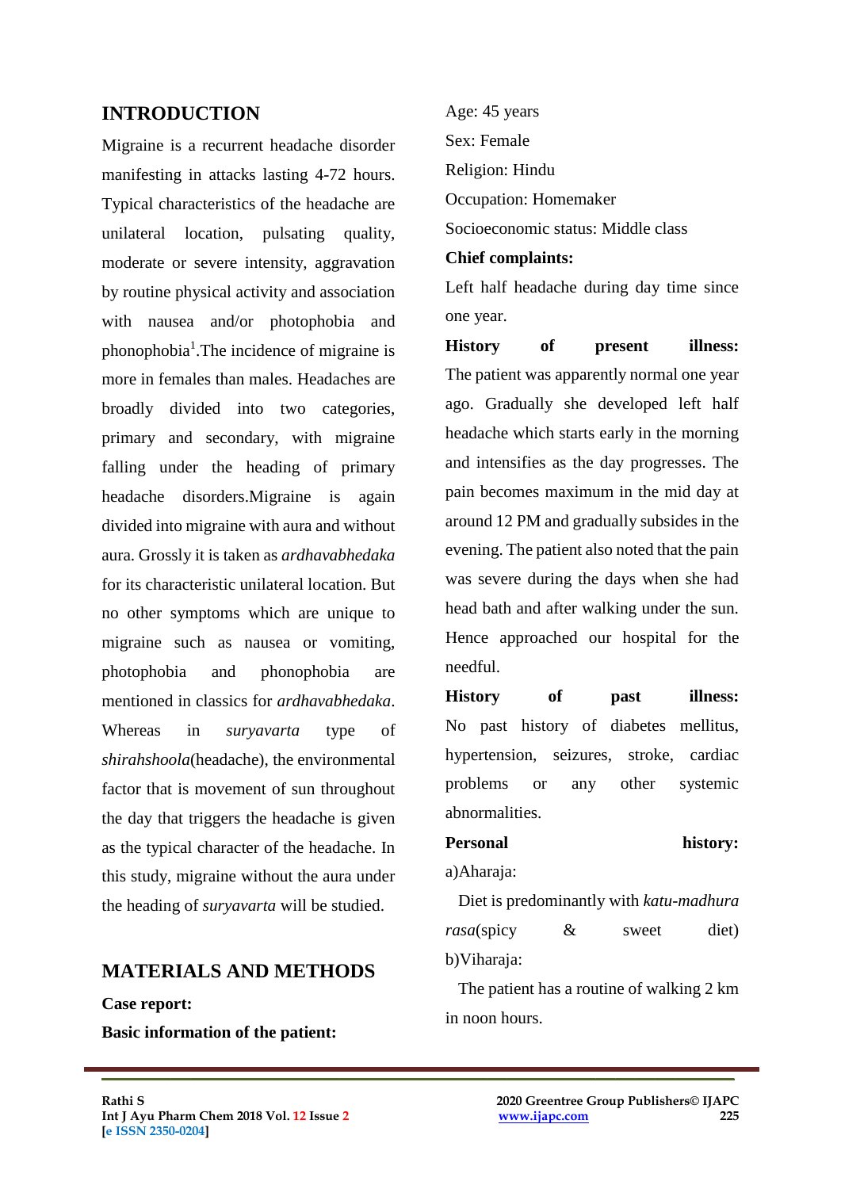## INTRODUCTION

Migraine is a recurrent headache disorder manifesting in attacks lasting 4-72 hours. Typical characteristics of the headache are unilateral location, pulsating quality, moderate or severe intensity, aggravation by routine physical activity and association with nausea and/or photophobia and phonophobia[1].The incidence of migraine is more in females than males. Headaches are broadly divided into two categories, primary and secondary, with migraine falling under the heading of primary headache disorders.Migraine is again divided into migraine with aura and without aura. Grossly it is taken as *ardhavabhedaka* for its characteristic unilateral location. But no other symptoms which are unique to migraine such as nausea or vomiting, photophobia and phonophobia are mentioned in classics for *ardhavabhedaka*. Whereas in *suryavarta* type of *shirahshoola*(headache), the environmental factor that is movement of sun throughout the day that triggers the headache is given as the typical character of the headache. In this study, migraine without the aura under the heading of *suryavarta* will be studied.

## MATERIALS AND METHODS

**Case report:**

**Basic information of the patient:**

Age: 45 years

Sex: Female

Religion: Hindu

Occupation: Homemaker

Socioeconomic status: Middle class

**Chief complaints:**

Left half headache during day time since one year.

**History of present illness:** The patient was apparently normal one year ago. Gradually she developed left half headache which starts early in the morning and intensifies as the day progresses. The pain becomes maximum in the mid day at around 12 PM and gradually subsides in the evening. The patient also noted that the pain was severe during the days when she had head bath and after walking under the sun. Hence approached our hospital for the needful.

**History of past illness:** No past history of diabetes mellitus, hypertension, seizures, stroke, cardiac problems or any other systemic abnormalities.

**Personal history:**

a)Aharaja:

Diet is predominantly with *katu-madhura rasa*(spicy & sweet diet)

b)Viharaja:

The patient has a routine of walking 2 km in noon hours.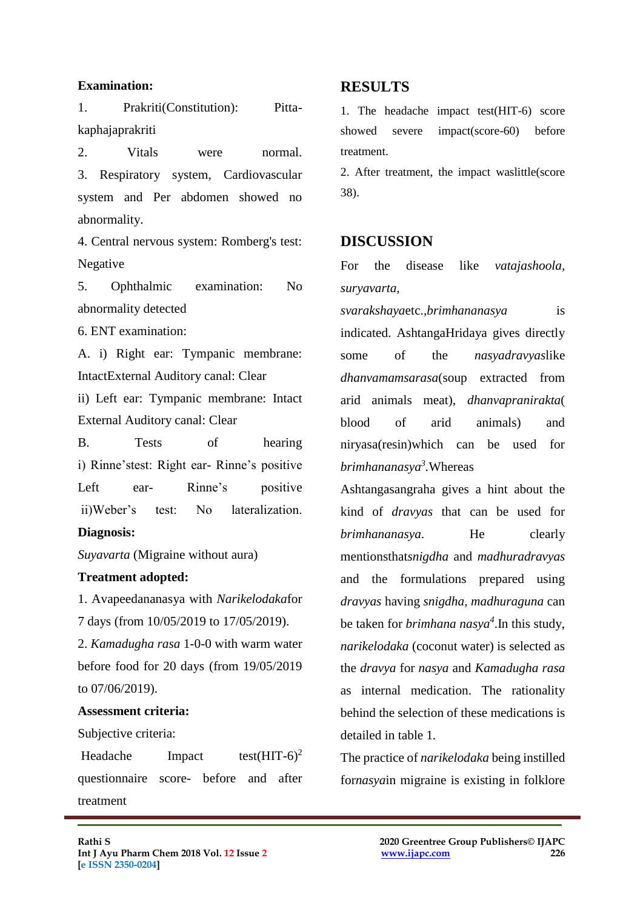**Examination:**

1. Prakriti(Constitution): Pitta-kaphajaprakriti
2. Vitals were normal.
3. Respiratory system, Cardiovascular system and Per abdomen showed no abnormality.
4. Central nervous system: Romberg's test: Negative
5. Ophthalmic examination: No abnormality detected
6. ENT examination:

A. i) Right ear: Tympanic membrane: IntactExternal Auditory canal: Clear

ii) Left ear: Tympanic membrane: Intact External Auditory canal: Clear

B. Tests of hearing

i) Rinne'stest: Right ear- Rinne's positive Left ear- Rinne's positive

ii)Weber's test: No lateralization.

**Diagnosis:**

*Suyavarta* (Migraine without aura)

**Treatment adopted:**

1. Avapeedananasya with *Narikelodaka*for 7 days (from 10/05/2019 to 17/05/2019).
2. *Kamadugha rasa* 1-0-0 with warm water before food for 20 days (from 19/05/2019 to 07/06/2019).

**Assessment criteria:**

Subjective criteria:

Headache Impact test(HIT-6)[2] questionnaire score- before and after treatment

## RESULTS

1. The headache impact test(HIT-6) score showed severe impact(score-60) before treatment.
2. After treatment, the impact waslittle(score 38).

## DISCUSSION

For the disease like *vatajashoola, suryavarta, svarakshaya*etc.,*brimhananasya* is indicated. AshtangaHridaya gives directly some of the *nasyadravyas*like *dhanvamamsarasa*(soup extracted from arid animals meat), *dhanvapranirakta*( blood of arid animals) and niryasa(resin)which can be used for *brimhananasya*[3].Whereas Ashtangasangraha gives a hint about the kind of *dravyas* that can be used for *brimhananasya*. He clearly mentionsthat*snigdha* and *madhuradravyas* and the formulations prepared using *dravyas* having *snigdha*, *madhuraguna* can be taken for *brimhana nasya*[4].In this study, *narikelodaka* (coconut water) is selected as the *dravya* for *nasya* and *Kamadugha rasa* as internal medication. The rationality behind the selection of these medications is detailed in table 1.

The practice of *narikelodaka* being instilled for*nasya*in migraine is existing in folklore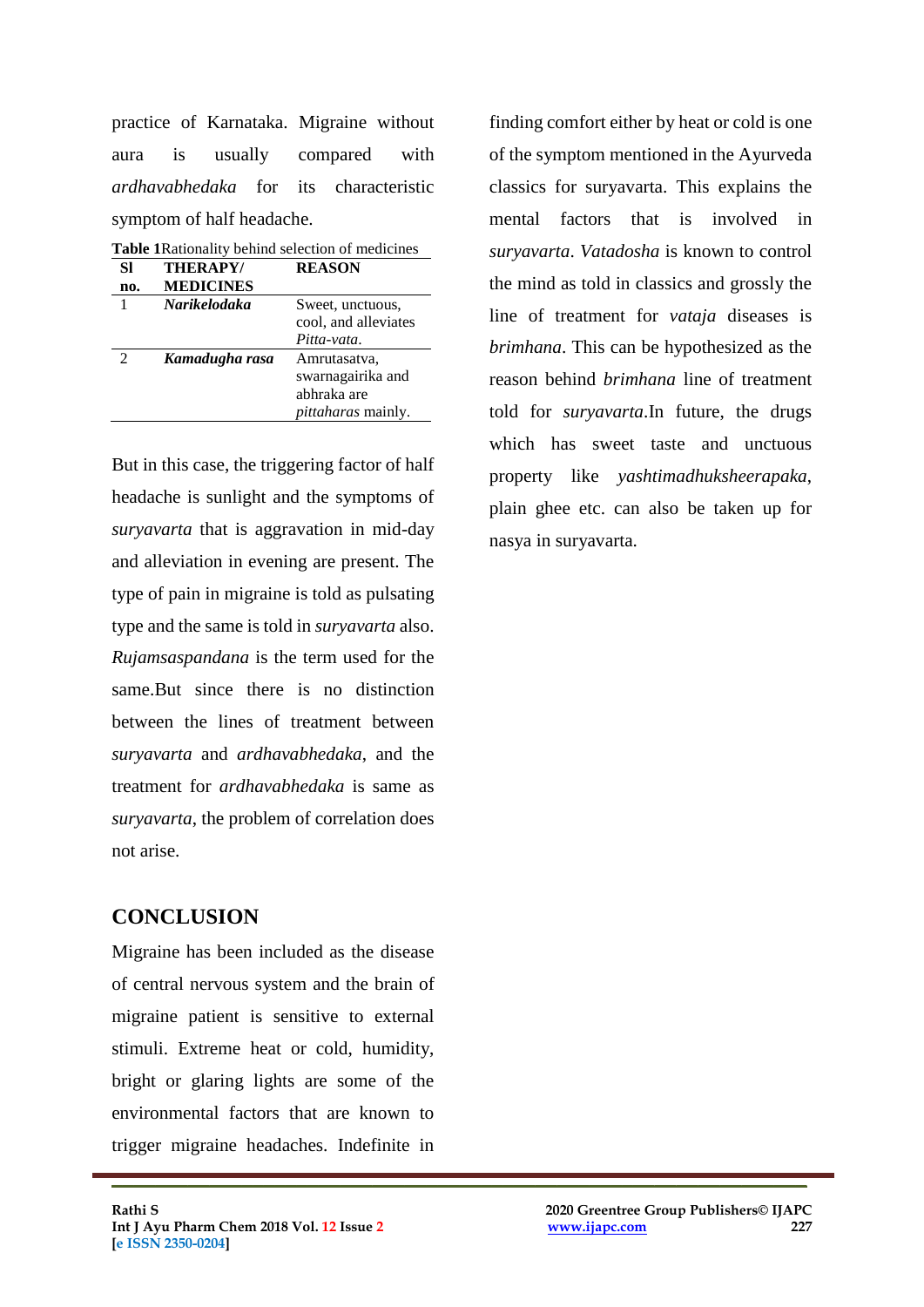practice of Karnataka. Migraine without aura is usually compared with *ardhavabhedaka* for its characteristic symptom of half headache.

**Table 1**Rationality behind selection of medicines

| Sl no. | THERAPY/ MEDICINES | REASON |
|---|---|---|
| 1 | ***Narikelodaka*** | Sweet, unctuous, cool, and alleviates *Pitta-vata*. |
| 2 | ***Kamadugha rasa*** | Amrutasatva, swarnagairika and abhraka are *pittaharas* mainly. |

But in this case, the triggering factor of half headache is sunlight and the symptoms of *suryavarta* that is aggravation in mid-day and alleviation in evening are present. The type of pain in migraine is told as pulsating type and the same is told in *suryavarta* also. *Rujamsaspandana* is the term used for the same.But since there is no distinction between the lines of treatment between *suryavarta* and *ardhavabhedaka*, and the treatment for *ardhavabhedaka* is same as *suryavarta*, the problem of correlation does not arise.

## CONCLUSION

Migraine has been included as the disease of central nervous system and the brain of migraine patient is sensitive to external stimuli. Extreme heat or cold, humidity, bright or glaring lights are some of the environmental factors that are known to trigger migraine headaches. Indefinite in finding comfort either by heat or cold is one of the symptom mentioned in the Ayurveda classics for suryavarta. This explains the mental factors that is involved in *suryavarta*. *Vatadosha* is known to control the mind as told in classics and grossly the line of treatment for *vataja* diseases is *brimhana*. This can be hypothesized as the reason behind *brimhana* line of treatment told for *suryavarta*.In future, the drugs which has sweet taste and unctuous property like *yashtimadhuksheerapaka*, plain ghee etc. can also be taken up for nasya in suryavarta.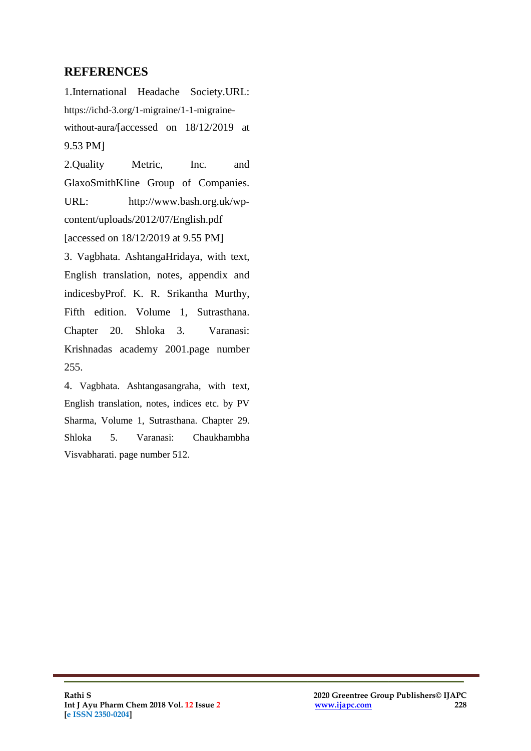## REFERENCES

1.International Headache Society.URL: https://ichd-3.org/1-migraine/1-1-migraine-without-aura/[accessed on 18/12/2019 at 9.53 PM]

2.Quality Metric, Inc. and GlaxoSmithKline Group of Companies. URL: http://www.bash.org.uk/wp-content/uploads/2012/07/English.pdf [accessed on 18/12/2019 at 9.55 PM]

3. Vagbhata. AshtangaHridaya, with text, English translation, notes, appendix and indicesbyProf. K. R. Srikantha Murthy, Fifth edition. Volume 1, Sutrasthana. Chapter 20. Shloka 3. Varanasi: Krishnadas academy 2001.page number 255.

4. Vagbhata. Ashtangasangraha, with text, English translation, notes, indices etc. by PV Sharma, Volume 1, Sutrasthana. Chapter 29. Shloka 5. Varanasi: Chaukhambha Visvabharati. page number 512.